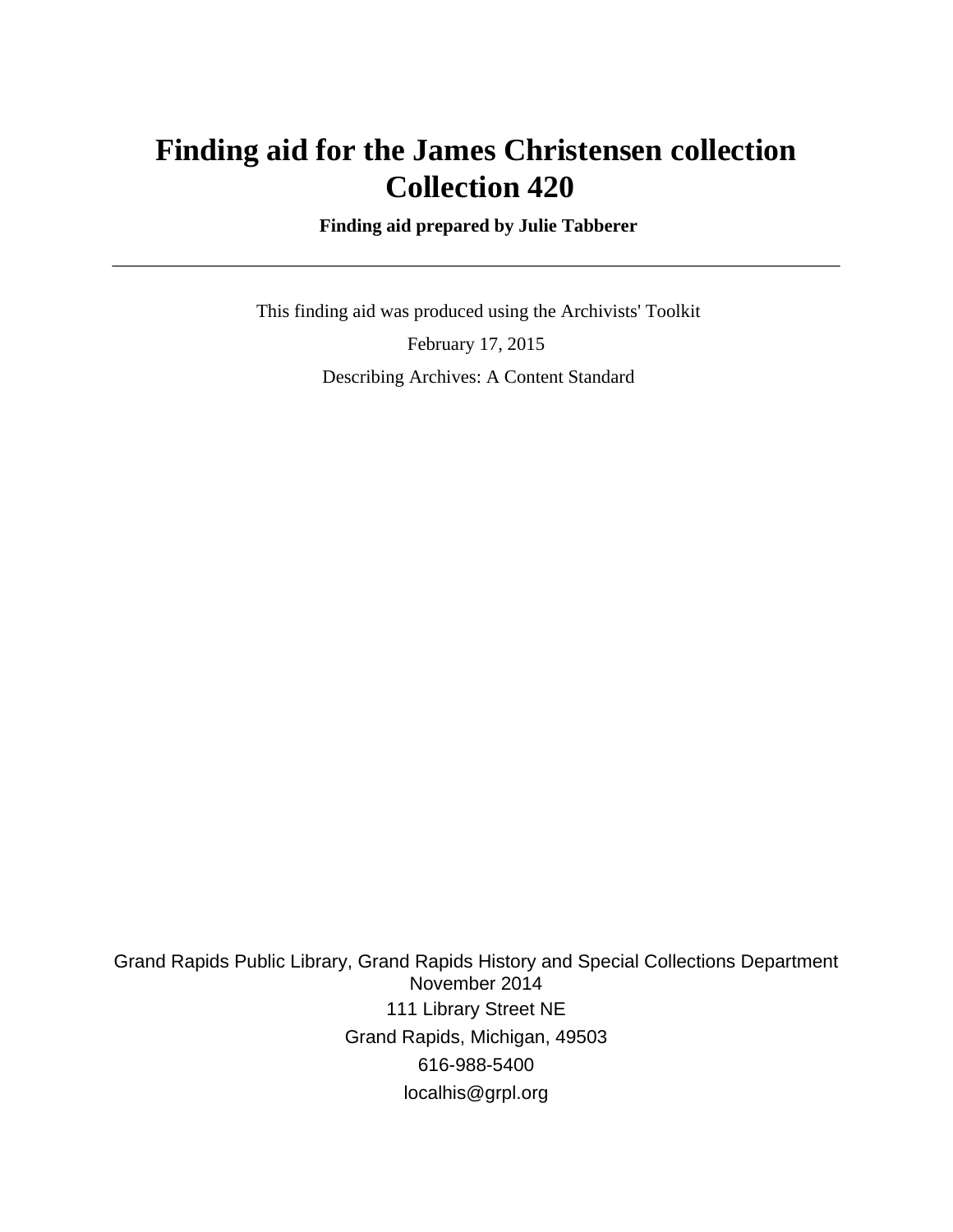# Finding aid for the James Christensen collection Collection 420

**Finding aid prepared by Julie Tabberer**

---

This finding aid was produced using the Archivists' Toolkit

February 17, 2015

Describing Archives: A Content Standard

Grand Rapids Public Library, Grand Rapids History and Special Collections Department
November 2014

111 Library Street NE

Grand Rapids, Michigan, 49503

616-988-5400

localhis@grpl.org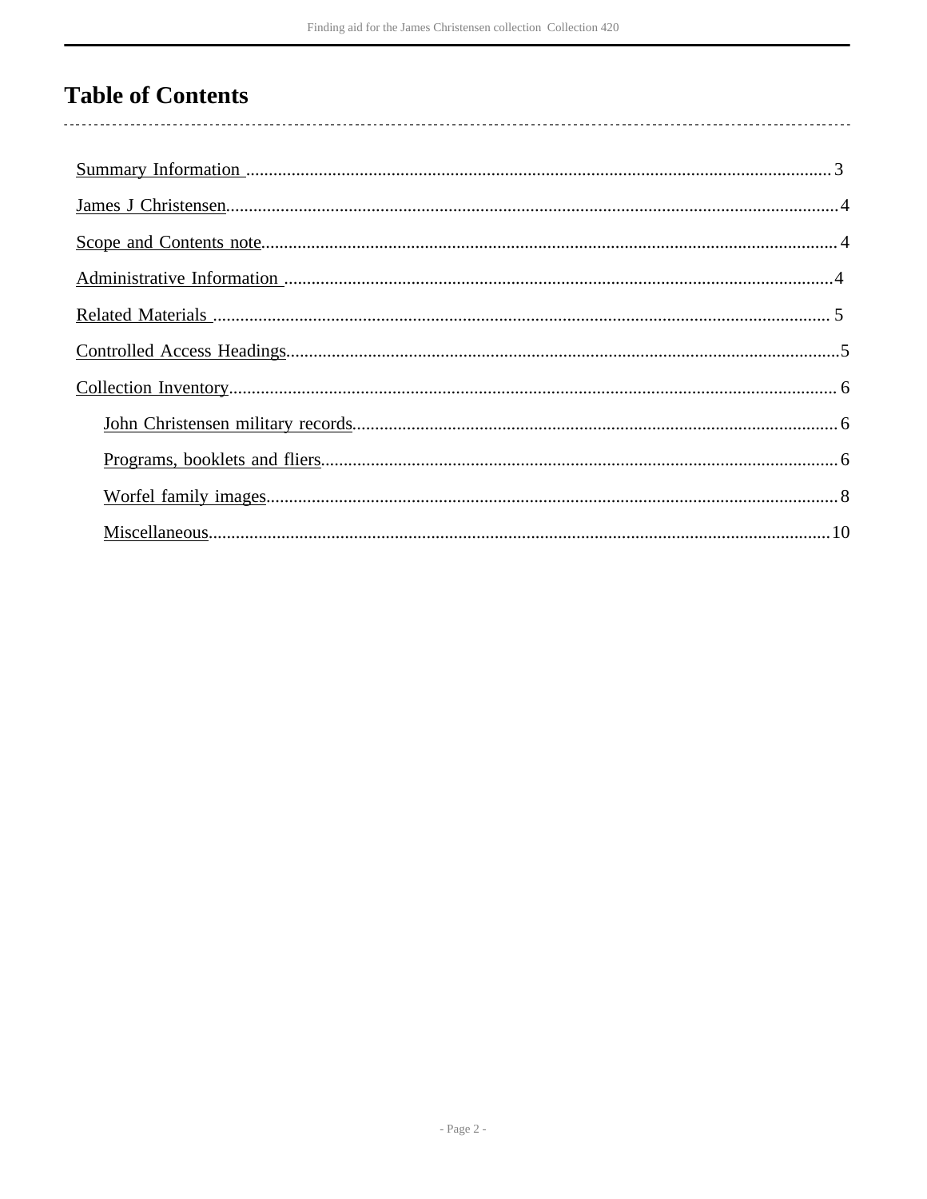# Table of Contents

- Summary Information ....................................................... 3
- James J Christensen ....................................................... 4
- Scope and Contents note ....................................................... 4
- Administrative Information ....................................................... 4
- Related Materials ....................................................... 5
- Controlled Access Headings ....................................................... 5
- Collection Inventory ....................................................... 6
  - John Christensen military records ....................................................... 6
  - Programs, booklets and fliers ....................................................... 6
  - Worfel family images ....................................................... 8
  - Miscellaneous ....................................................... 10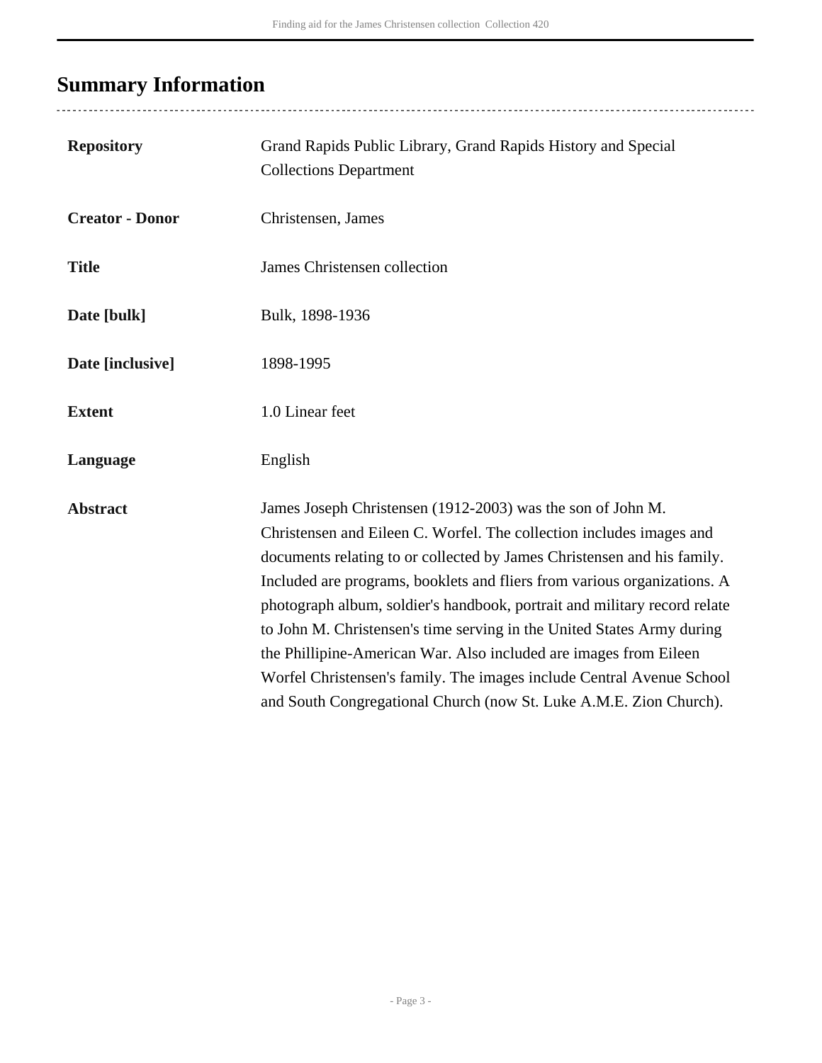## Summary Information

| | |
|---|---|
| **Repository** | Grand Rapids Public Library, Grand Rapids History and Special Collections Department |
| **Creator - Donor** | Christensen, James |
| **Title** | James Christensen collection |
| **Date [bulk]** | Bulk, 1898-1936 |
| **Date [inclusive]** | 1898-1995 |
| **Extent** | 1.0 Linear feet |
| **Language** | English |
| **Abstract** | James Joseph Christensen (1912-2003) was the son of John M. Christensen and Eileen C. Worfel. The collection includes images and documents relating to or collected by James Christensen and his family. Included are programs, booklets and fliers from various organizations. A photograph album, soldier's handbook, portrait and military record relate to John M. Christensen's time serving in the United States Army during the Phillipine-American War. Also included are images from Eileen Worfel Christensen's family. The images include Central Avenue School and South Congregational Church (now St. Luke A.M.E. Zion Church). |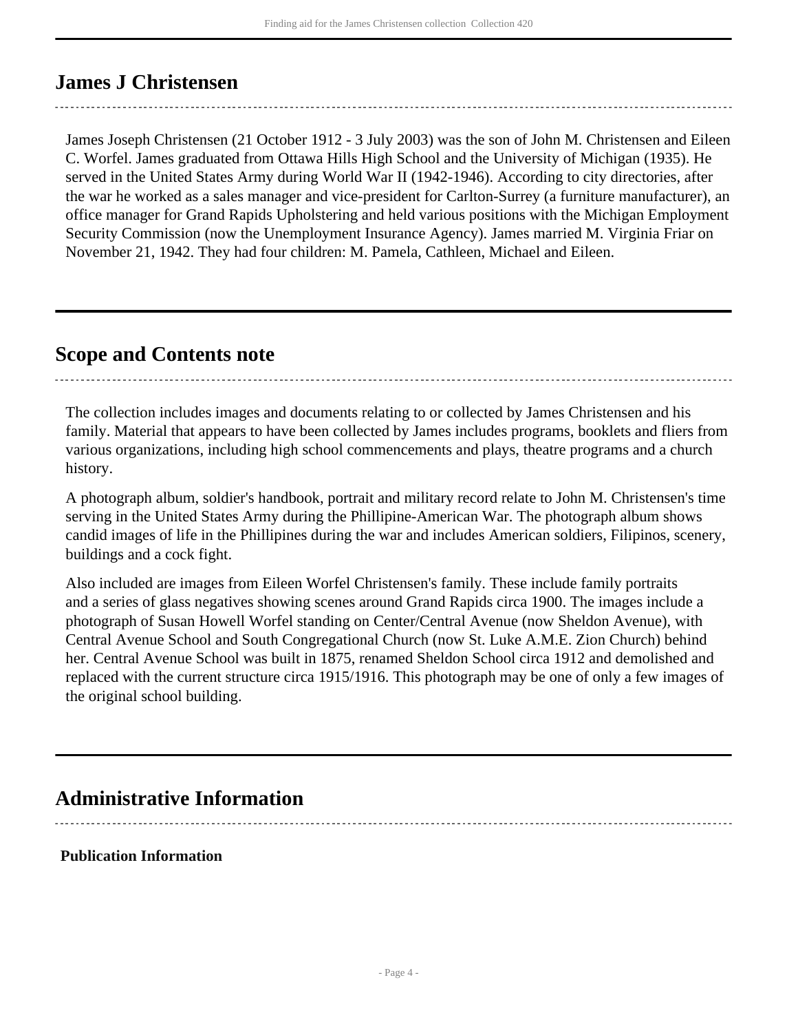## James J Christensen

James Joseph Christensen (21 October 1912 - 3 July 2003) was the son of John M. Christensen and Eileen C. Worfel. James graduated from Ottawa Hills High School and the University of Michigan (1935). He served in the United States Army during World War II (1942-1946). According to city directories, after the war he worked as a sales manager and vice-president for Carlton-Surrey (a furniture manufacturer), an office manager for Grand Rapids Upholstering and held various positions with the Michigan Employment Security Commission (now the Unemployment Insurance Agency). James married M. Virginia Friar on November 21, 1942. They had four children: M. Pamela, Cathleen, Michael and Eileen.

## Scope and Contents note

The collection includes images and documents relating to or collected by James Christensen and his family. Material that appears to have been collected by James includes programs, booklets and fliers from various organizations, including high school commencements and plays, theatre programs and a church history.

A photograph album, soldier's handbook, portrait and military record relate to John M. Christensen's time serving in the United States Army during the Phillipine-American War. The photograph album shows candid images of life in the Phillipines during the war and includes American soldiers, Filipinos, scenery, buildings and a cock fight.

Also included are images from Eileen Worfel Christensen's family. These include family portraits and a series of glass negatives showing scenes around Grand Rapids circa 1900. The images include a photograph of Susan Howell Worfel standing on Center/Central Avenue (now Sheldon Avenue), with Central Avenue School and South Congregational Church (now St. Luke A.M.E. Zion Church) behind her. Central Avenue School was built in 1875, renamed Sheldon School circa 1912 and demolished and replaced with the current structure circa 1915/1916. This photograph may be one of only a few images of the original school building.

## Administrative Information

**Publication Information**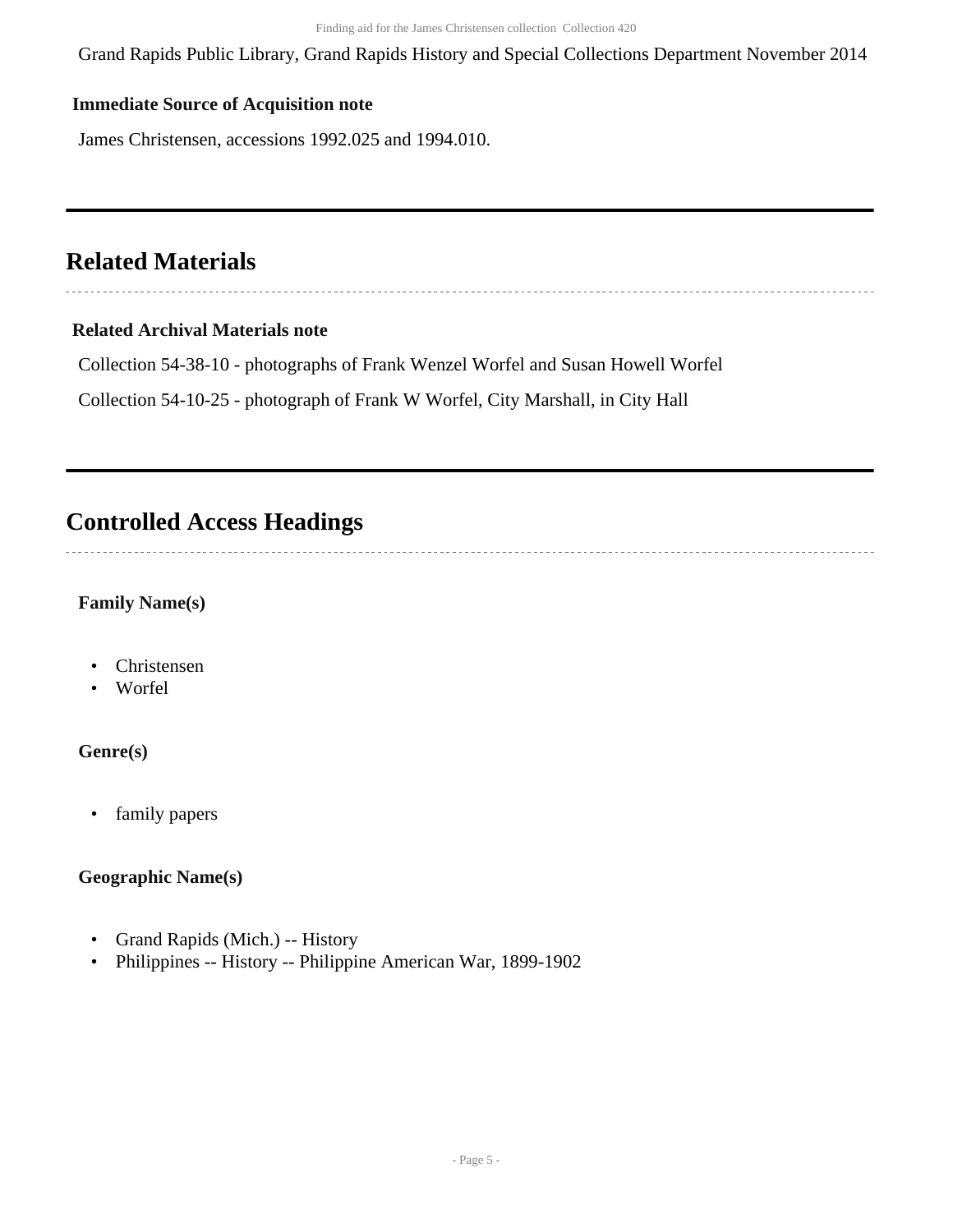Grand Rapids Public Library, Grand Rapids History and Special Collections Department November 2014

**Immediate Source of Acquisition note**

James Christensen, accessions 1992.025 and 1994.010.

## Related Materials

**Related Archival Materials note**

Collection 54-38-10 - photographs of Frank Wenzel Worfel and Susan Howell Worfel

Collection 54-10-25 - photograph of Frank W Worfel, City Marshall, in City Hall

## Controlled Access Headings

**Family Name(s)**

- Christensen
- Worfel

**Genre(s)**

- family papers

**Geographic Name(s)**

- Grand Rapids (Mich.) -- History
- Philippines -- History -- Philippine American War, 1899-1902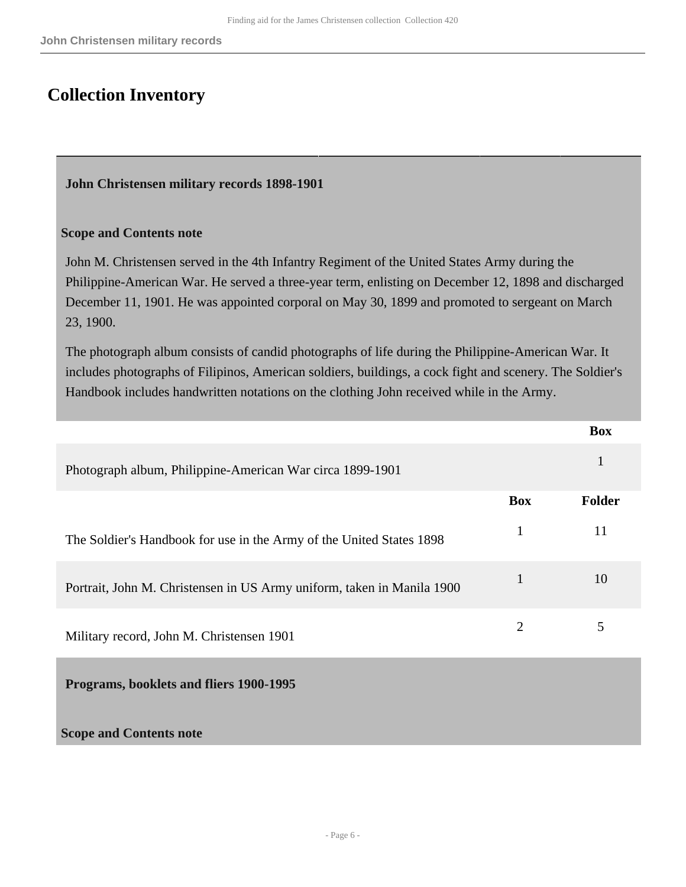## Collection Inventory

### John Christensen military records 1898-1901

**Scope and Contents note**

John M. Christensen served in the 4th Infantry Regiment of the United States Army during the Philippine-American War. He served a three-year term, enlisting on December 12, 1898 and discharged December 11, 1901. He was appointed corporal on May 30, 1899 and promoted to sergeant on March 23, 1900.

The photograph album consists of candid photographs of life during the Philippine-American War. It includes photographs of Filipinos, American soldiers, buildings, a cock fight and scenery. The Soldier's Handbook includes handwritten notations on the clothing John received while in the Army.

| | Box |
|---|---|
| Photograph album, Philippine-American War circa 1899-1901 | 1 |

| | Box | Folder |
|---|---|---|
| The Soldier's Handbook for use in the Army of the United States 1898 | 1 | 11 |
| Portrait, John M. Christensen in US Army uniform, taken in Manila 1900 | 1 | 10 |
| Military record, John M. Christensen 1901 | 2 | 5 |

### Programs, booklets and fliers 1900-1995

**Scope and Contents note**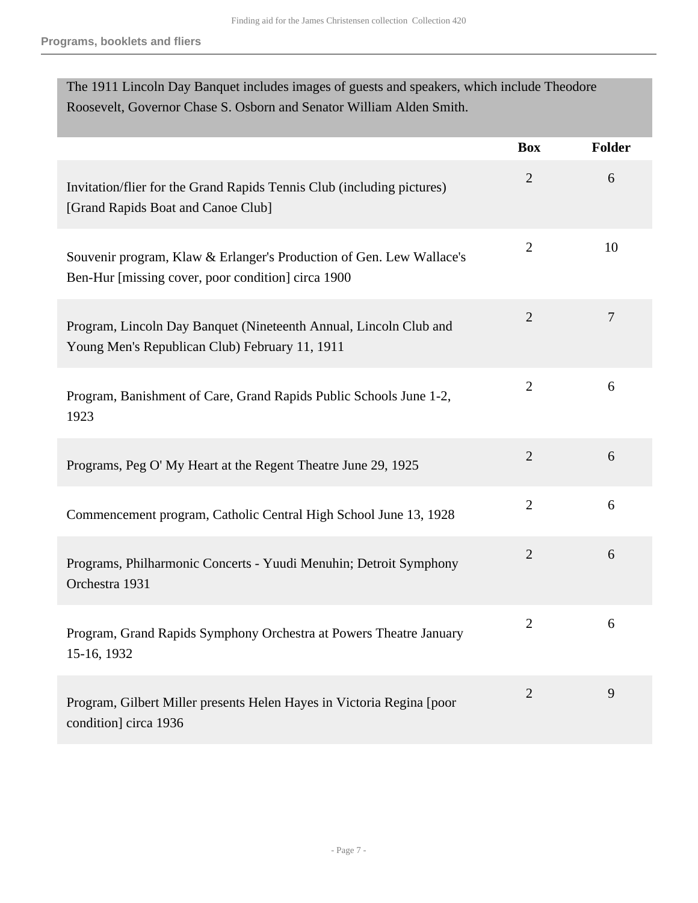The 1911 Lincoln Day Banquet includes images of guests and speakers, which include Theodore Roosevelt, Governor Chase S. Osborn and Senator William Alden Smith.

| | Box | Folder |
|---|---|---|
| Invitation/flier for the Grand Rapids Tennis Club (including pictures) [Grand Rapids Boat and Canoe Club] | 2 | 6 |
| Souvenir program, Klaw & Erlanger's Production of Gen. Lew Wallace's Ben-Hur [missing cover, poor condition] circa 1900 | 2 | 10 |
| Program, Lincoln Day Banquet (Nineteenth Annual, Lincoln Club and Young Men's Republican Club) February 11, 1911 | 2 | 7 |
| Program, Banishment of Care, Grand Rapids Public Schools June 1-2, 1923 | 2 | 6 |
| Programs, Peg O' My Heart at the Regent Theatre June 29, 1925 | 2 | 6 |
| Commencement program, Catholic Central High School June 13, 1928 | 2 | 6 |
| Programs, Philharmonic Concerts - Yuudi Menuhin; Detroit Symphony Orchestra 1931 | 2 | 6 |
| Program, Grand Rapids Symphony Orchestra at Powers Theatre January 15-16, 1932 | 2 | 6 |
| Program, Gilbert Miller presents Helen Hayes in Victoria Regina [poor condition] circa 1936 | 2 | 9 |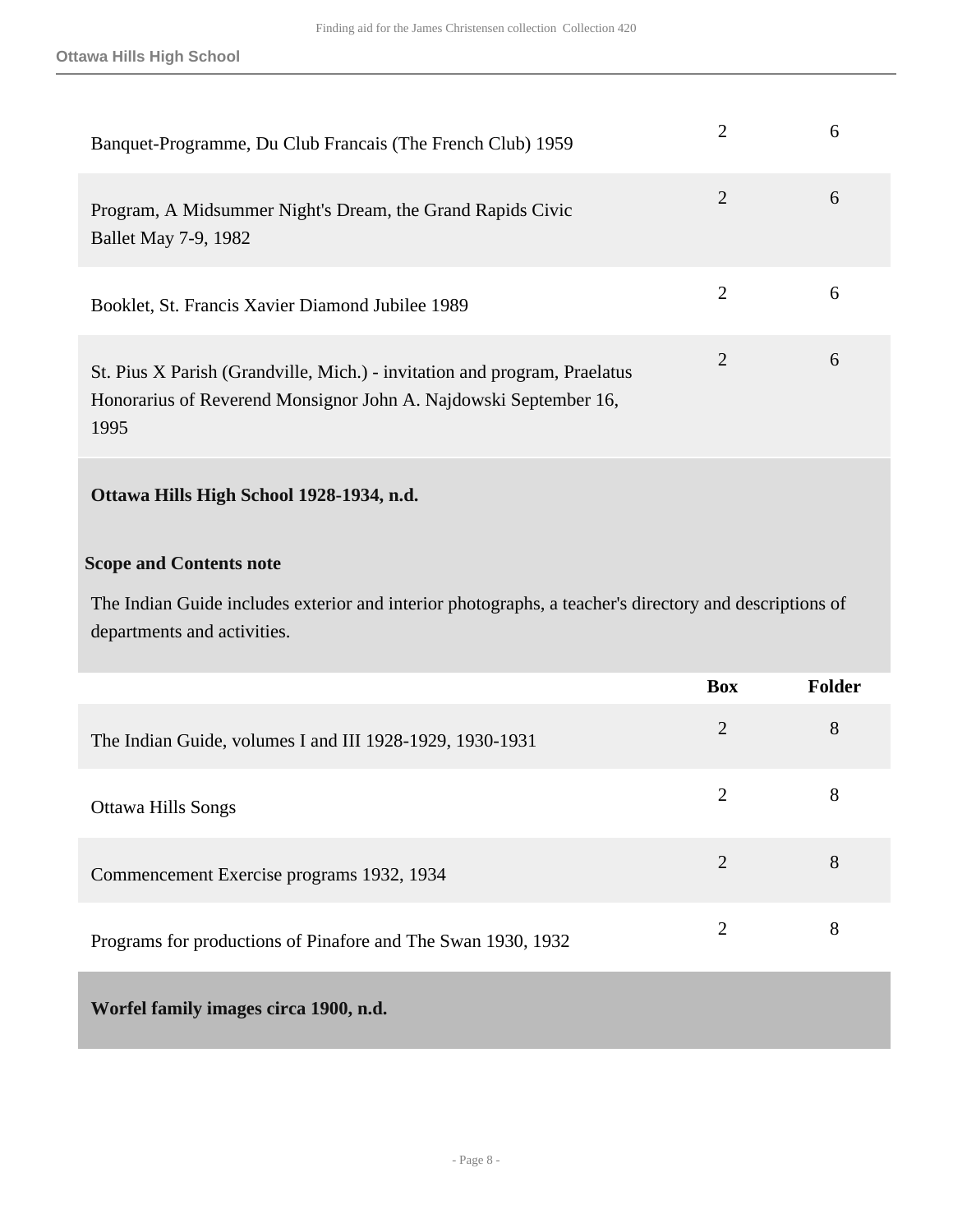| | Box | Folder |
|---|---|---|
| Banquet-Programme, Du Club Francais (The French Club) 1959 | 2 | 6 |
| Program, A Midsummer Night's Dream, the Grand Rapids Civic Ballet May 7-9, 1982 | 2 | 6 |
| Booklet, St. Francis Xavier Diamond Jubilee 1989 | 2 | 6 |
| St. Pius X Parish (Grandville, Mich.) - invitation and program, Praelatus Honorarius of Reverend Monsignor John A. Najdowski September 16, 1995 | 2 | 6 |

### Ottawa Hills High School 1928-1934, n.d.

**Scope and Contents note**

The Indian Guide includes exterior and interior photographs, a teacher's directory and descriptions of departments and activities.

| | Box | Folder |
|---|---|---|
| The Indian Guide, volumes I and III 1928-1929, 1930-1931 | 2 | 8 |
| Ottawa Hills Songs | 2 | 8 |
| Commencement Exercise programs 1932, 1934 | 2 | 8 |
| Programs for productions of Pinafore and The Swan 1930, 1932 | 2 | 8 |

### Worfel family images circa 1900, n.d.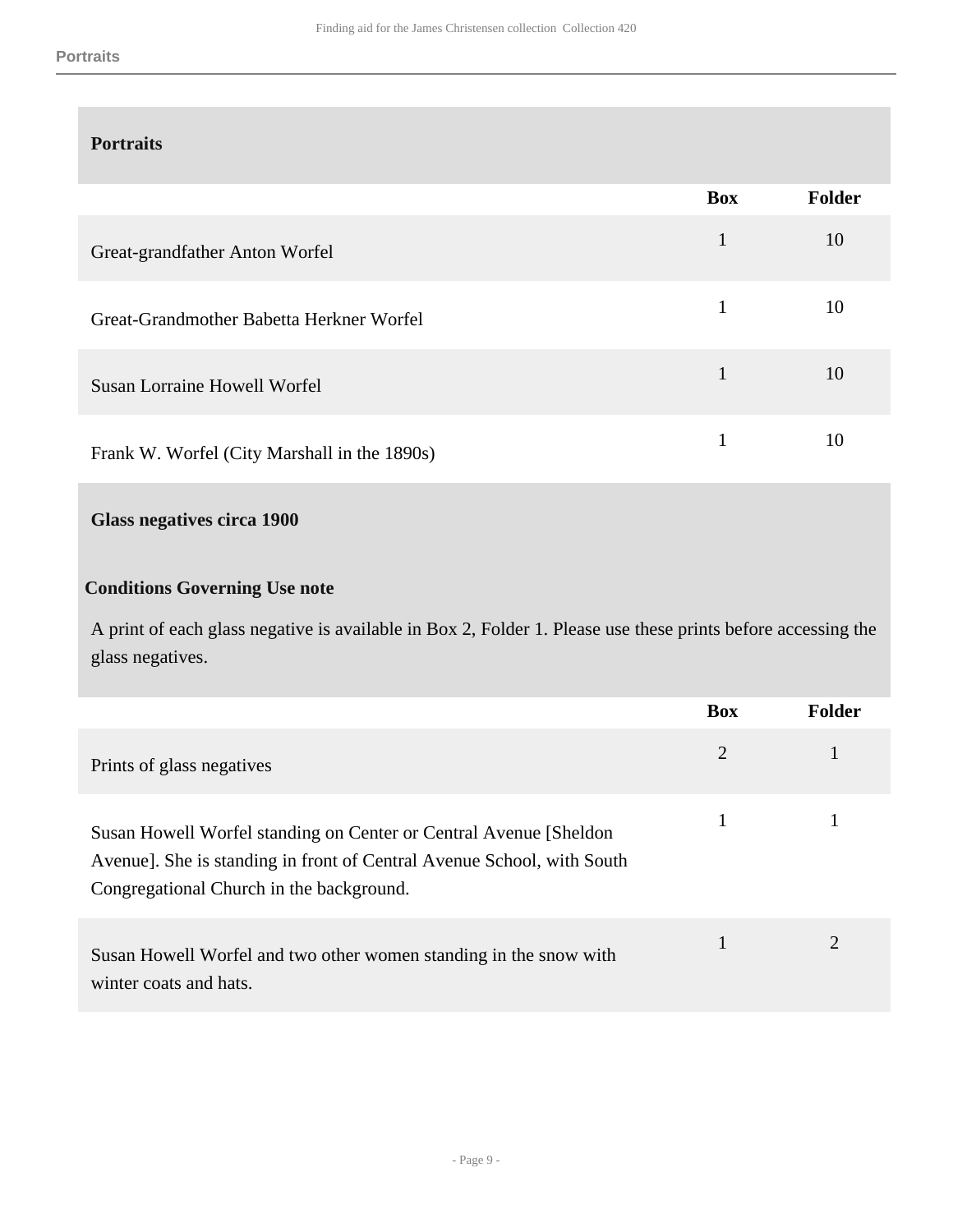## Portraits

| | Box | Folder |
|---|---|---|
| Great-grandfather Anton Worfel | 1 | 10 |
| Great-Grandmother Babetta Herkner Worfel | 1 | 10 |
| Susan Lorraine Howell Worfel | 1 | 10 |
| Frank W. Worfel (City Marshall in the 1890s) | 1 | 10 |

## Glass negatives circa 1900

**Conditions Governing Use note**

A print of each glass negative is available in Box 2, Folder 1. Please use these prints before accessing the glass negatives.

| | Box | Folder |
|---|---|---|
| Prints of glass negatives | 2 | 1 |
| Susan Howell Worfel standing on Center or Central Avenue [Sheldon Avenue]. She is standing in front of Central Avenue School, with South Congregational Church in the background. | 1 | 1 |
| Susan Howell Worfel and two other women standing in the snow with winter coats and hats. | 1 | 2 |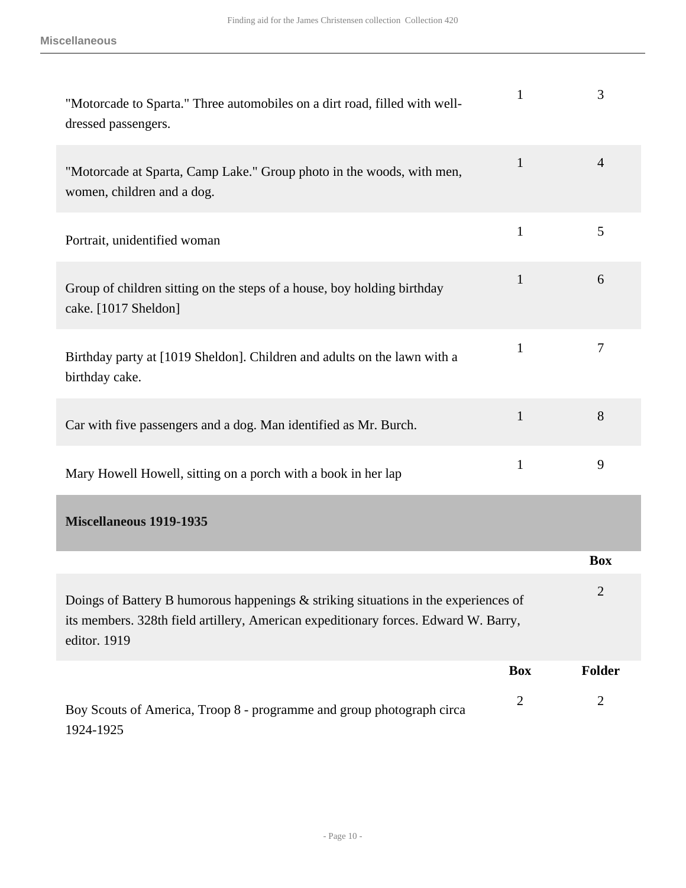| | | |
|---|---|---|
| "Motorcade to Sparta." Three automobiles on a dirt road, filled with well-dressed passengers. | 1 | 3 |
| "Motorcade at Sparta, Camp Lake." Group photo in the woods, with men, women, children and a dog. | 1 | 4 |
| Portrait, unidentified woman | 1 | 5 |
| Group of children sitting on the steps of a house, boy holding birthday cake. [1017 Sheldon] | 1 | 6 |
| Birthday party at [1019 Sheldon]. Children and adults on the lawn with a birthday cake. | 1 | 7 |
| Car with five passengers and a dog. Man identified as Mr. Burch. | 1 | 8 |
| Mary Howell Howell, sitting on a porch with a book in her lap | 1 | 9 |

**Miscellaneous 1919-1935**

| | Box |
|---|---|
| Doings of Battery B humorous happenings & striking situations in the experiences of its members. 328th field artillery, American expeditionary forces. Edward W. Barry, editor. 1919 | 2 |

| | Box | Folder |
|---|---|---|
| Boy Scouts of America, Troop 8 - programme and group photograph circa 1924-1925 | 2 | 2 |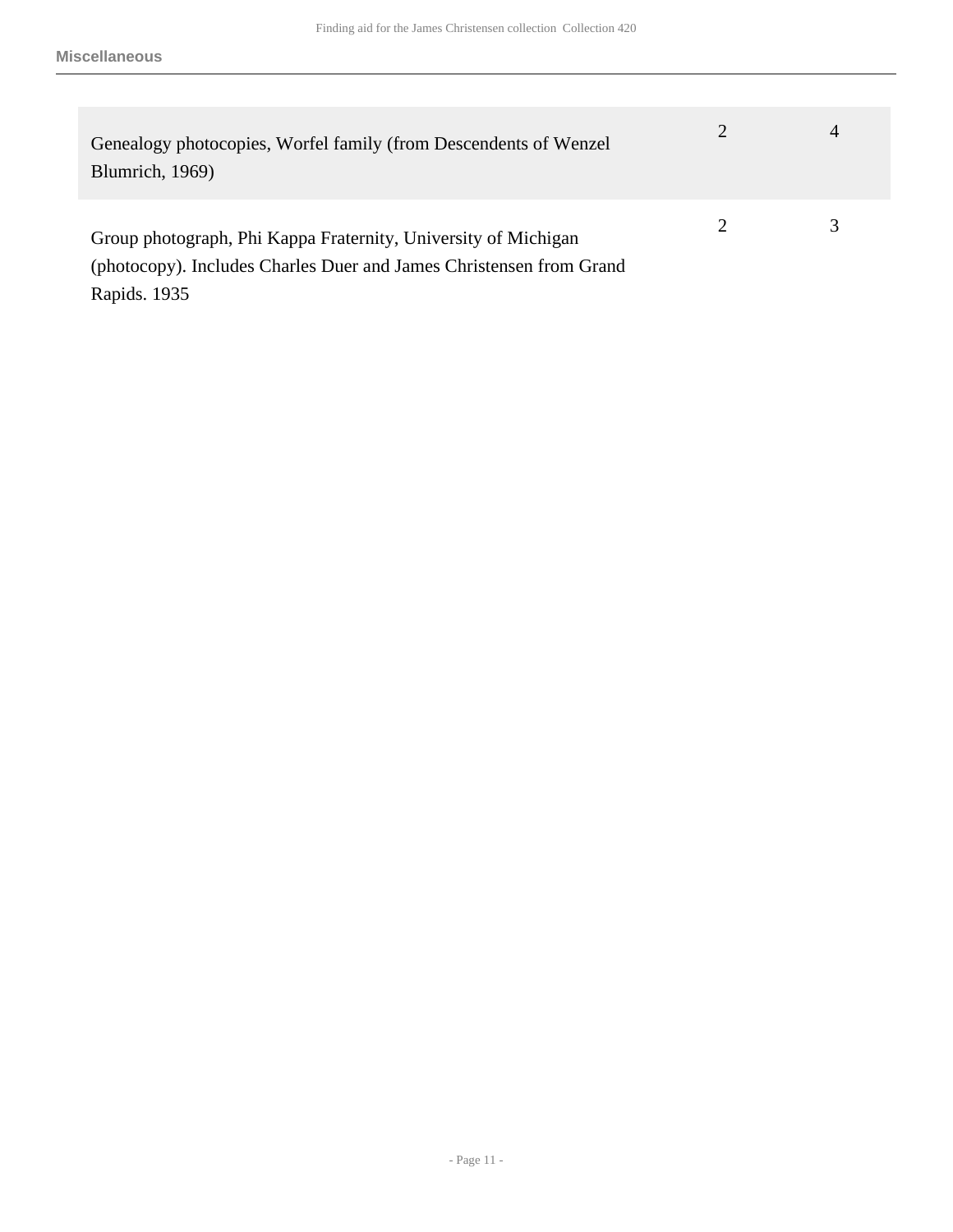**Miscellaneous**

| | | |
|---|---|---|
| Genealogy photocopies, Worfel family (from Descendents of Wenzel Blumrich, 1969) | 2 | 4 |
| Group photograph, Phi Kappa Fraternity, University of Michigan (photocopy). Includes Charles Duer and James Christensen from Grand Rapids. 1935 | 2 | 3 |